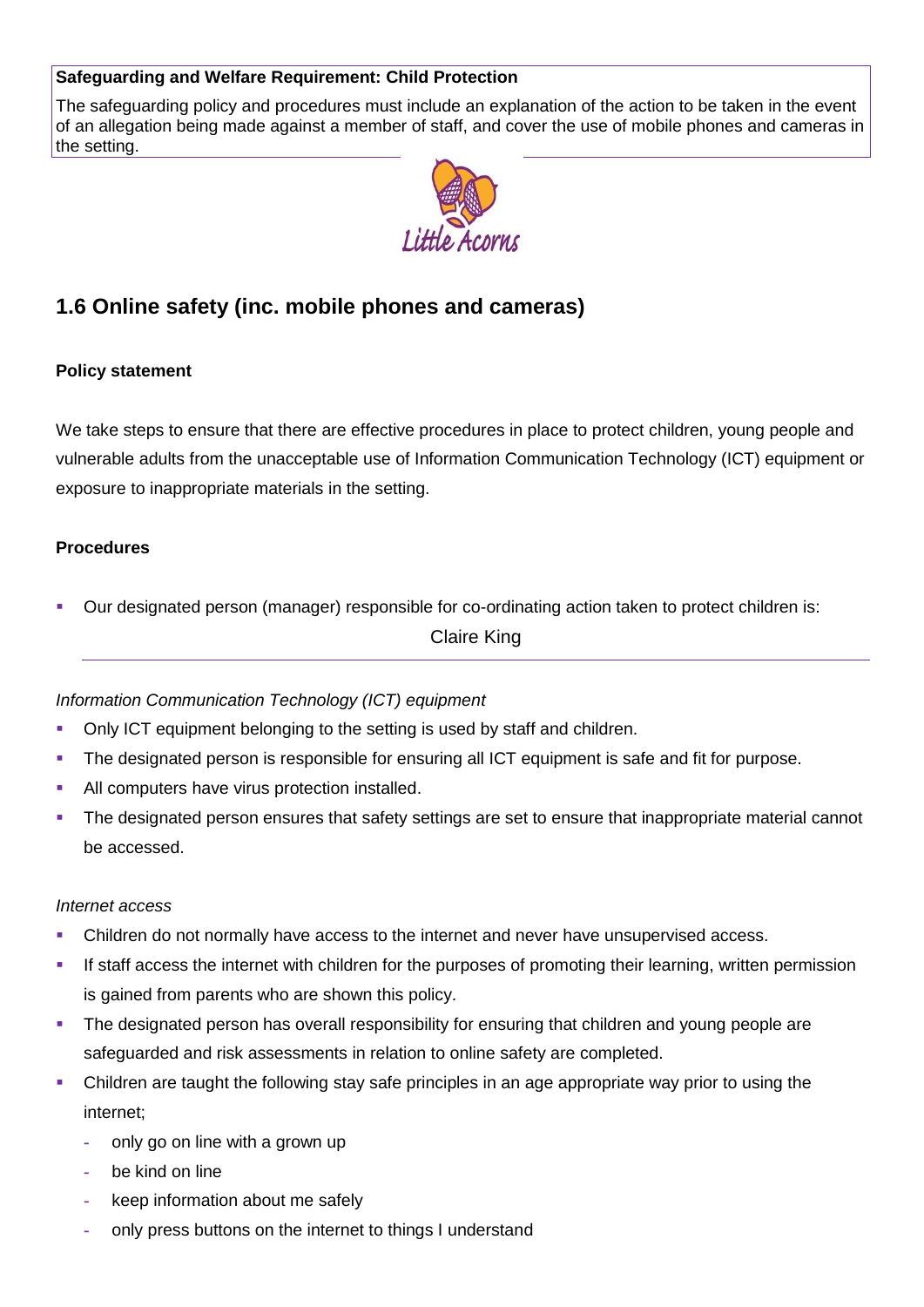**Safeguarding and Welfare Requirement: Child Protection**

The safeguarding policy and procedures must include an explanation of the action to be taken in the event of an allegation being made against a member of staff, and cover the use of mobile phones and cameras in the setting.

## 1.6 Online safety (inc. mobile phones and cameras)

**Policy statement**

We take steps to ensure that there are effective procedures in place to protect children, young people and vulnerable adults from the unacceptable use of Information Communication Technology (ICT) equipment or exposure to inappropriate materials in the setting.

**Procedures**

- Our designated person (manager) responsible for co-ordinating action taken to protect children is:

  Claire King

*Information Communication Technology (ICT) equipment*

- Only ICT equipment belonging to the setting is used by staff and children.
- The designated person is responsible for ensuring all ICT equipment is safe and fit for purpose.
- All computers have virus protection installed.
- The designated person ensures that safety settings are set to ensure that inappropriate material cannot be accessed.

*Internet access*

- Children do not normally have access to the internet and never have unsupervised access.
- If staff access the internet with children for the purposes of promoting their learning, written permission is gained from parents who are shown this policy.
- The designated person has overall responsibility for ensuring that children and young people are safeguarded and risk assessments in relation to online safety are completed.
- Children are taught the following stay safe principles in an age appropriate way prior to using the internet;
  - only go on line with a grown up
  - be kind on line
  - keep information about me safely
  - only press buttons on the internet to things I understand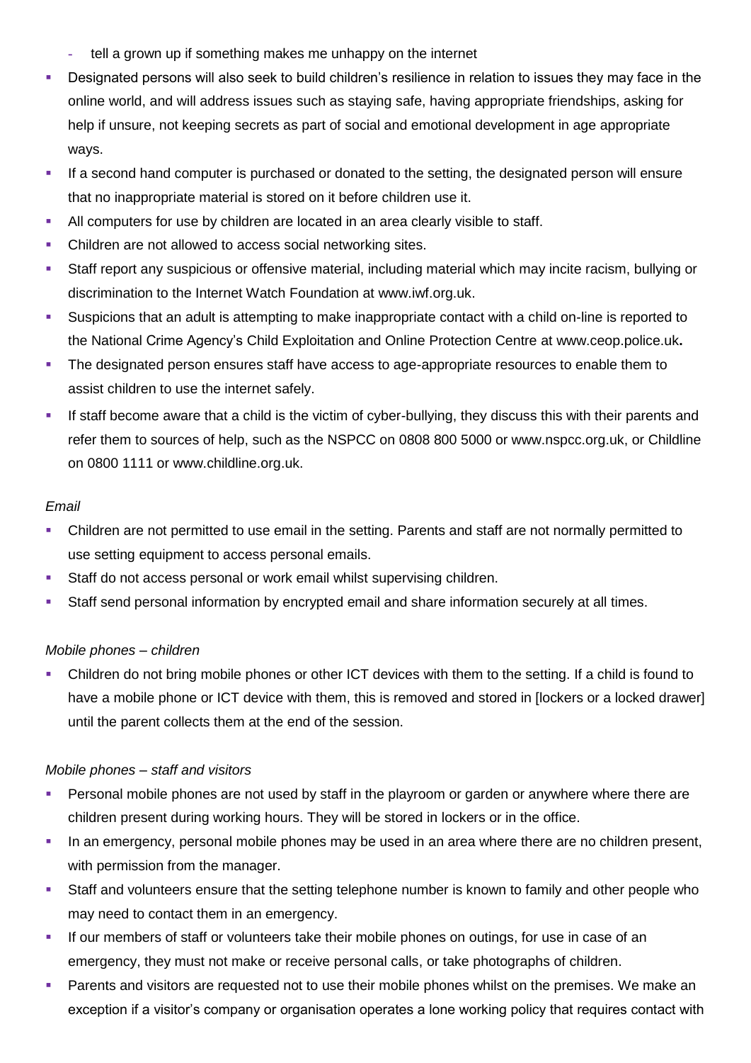- tell a grown up if something makes me unhappy on the internet
- Designated persons will also seek to build children's resilience in relation to issues they may face in the online world, and will address issues such as staying safe, having appropriate friendships, asking for help if unsure, not keeping secrets as part of social and emotional development in age appropriate ways.
- If a second hand computer is purchased or donated to the setting, the designated person will ensure that no inappropriate material is stored on it before children use it.
- All computers for use by children are located in an area clearly visible to staff.
- Children are not allowed to access social networking sites.
- Staff report any suspicious or offensive material, including material which may incite racism, bullying or discrimination to the Internet Watch Foundation at www.iwf.org.uk.
- Suspicions that an adult is attempting to make inappropriate contact with a child on-line is reported to the National Crime Agency's Child Exploitation and Online Protection Centre at www.ceop.police.uk**.**
- The designated person ensures staff have access to age-appropriate resources to enable them to assist children to use the internet safely.
- If staff become aware that a child is the victim of cyber-bullying, they discuss this with their parents and refer them to sources of help, such as the NSPCC on 0808 800 5000 or www.nspcc.org.uk, or Childline on 0800 1111 or www.childline.org.uk.

*Email*

- Children are not permitted to use email in the setting. Parents and staff are not normally permitted to use setting equipment to access personal emails.
- Staff do not access personal or work email whilst supervising children.
- Staff send personal information by encrypted email and share information securely at all times.

*Mobile phones – children*

- Children do not bring mobile phones or other ICT devices with them to the setting. If a child is found to have a mobile phone or ICT device with them, this is removed and stored in [lockers or a locked drawer] until the parent collects them at the end of the session.

*Mobile phones – staff and visitors*

- Personal mobile phones are not used by staff in the playroom or garden or anywhere where there are children present during working hours. They will be stored in lockers or in the office.
- In an emergency, personal mobile phones may be used in an area where there are no children present, with permission from the manager.
- Staff and volunteers ensure that the setting telephone number is known to family and other people who may need to contact them in an emergency.
- If our members of staff or volunteers take their mobile phones on outings, for use in case of an emergency, they must not make or receive personal calls, or take photographs of children.
- Parents and visitors are requested not to use their mobile phones whilst on the premises. We make an exception if a visitor's company or organisation operates a lone working policy that requires contact with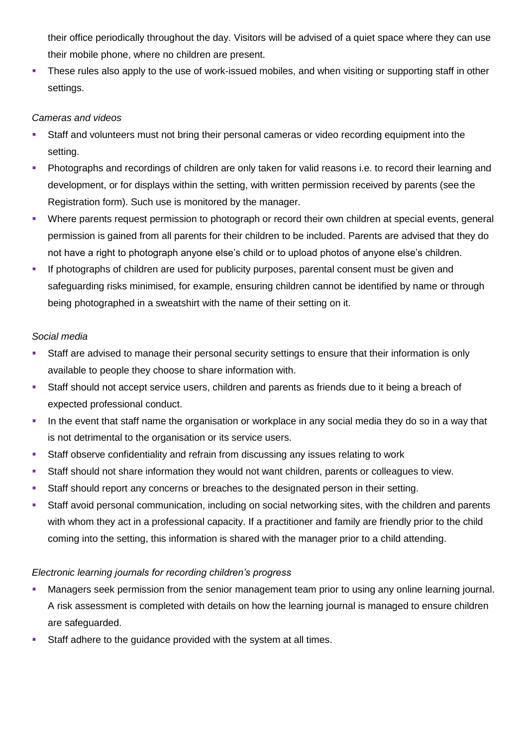their office periodically throughout the day. Visitors will be advised of a quiet space where they can use their mobile phone, where no children are present.

- These rules also apply to the use of work-issued mobiles, and when visiting or supporting staff in other settings.

*Cameras and videos*

- Staff and volunteers must not bring their personal cameras or video recording equipment into the setting.
- Photographs and recordings of children are only taken for valid reasons i.e. to record their learning and development, or for displays within the setting, with written permission received by parents (see the Registration form). Such use is monitored by the manager.
- Where parents request permission to photograph or record their own children at special events, general permission is gained from all parents for their children to be included. Parents are advised that they do not have a right to photograph anyone else's child or to upload photos of anyone else's children.
- If photographs of children are used for publicity purposes, parental consent must be given and safeguarding risks minimised, for example, ensuring children cannot be identified by name or through being photographed in a sweatshirt with the name of their setting on it.

*Social media*

- Staff are advised to manage their personal security settings to ensure that their information is only available to people they choose to share information with.
- Staff should not accept service users, children and parents as friends due to it being a breach of expected professional conduct.
- In the event that staff name the organisation or workplace in any social media they do so in a way that is not detrimental to the organisation or its service users.
- Staff observe confidentiality and refrain from discussing any issues relating to work
- Staff should not share information they would not want children, parents or colleagues to view.
- Staff should report any concerns or breaches to the designated person in their setting.
- Staff avoid personal communication, including on social networking sites, with the children and parents with whom they act in a professional capacity. If a practitioner and family are friendly prior to the child coming into the setting, this information is shared with the manager prior to a child attending.

*Electronic learning journals for recording children's progress*

- Managers seek permission from the senior management team prior to using any online learning journal. A risk assessment is completed with details on how the learning journal is managed to ensure children are safeguarded.
- Staff adhere to the guidance provided with the system at all times.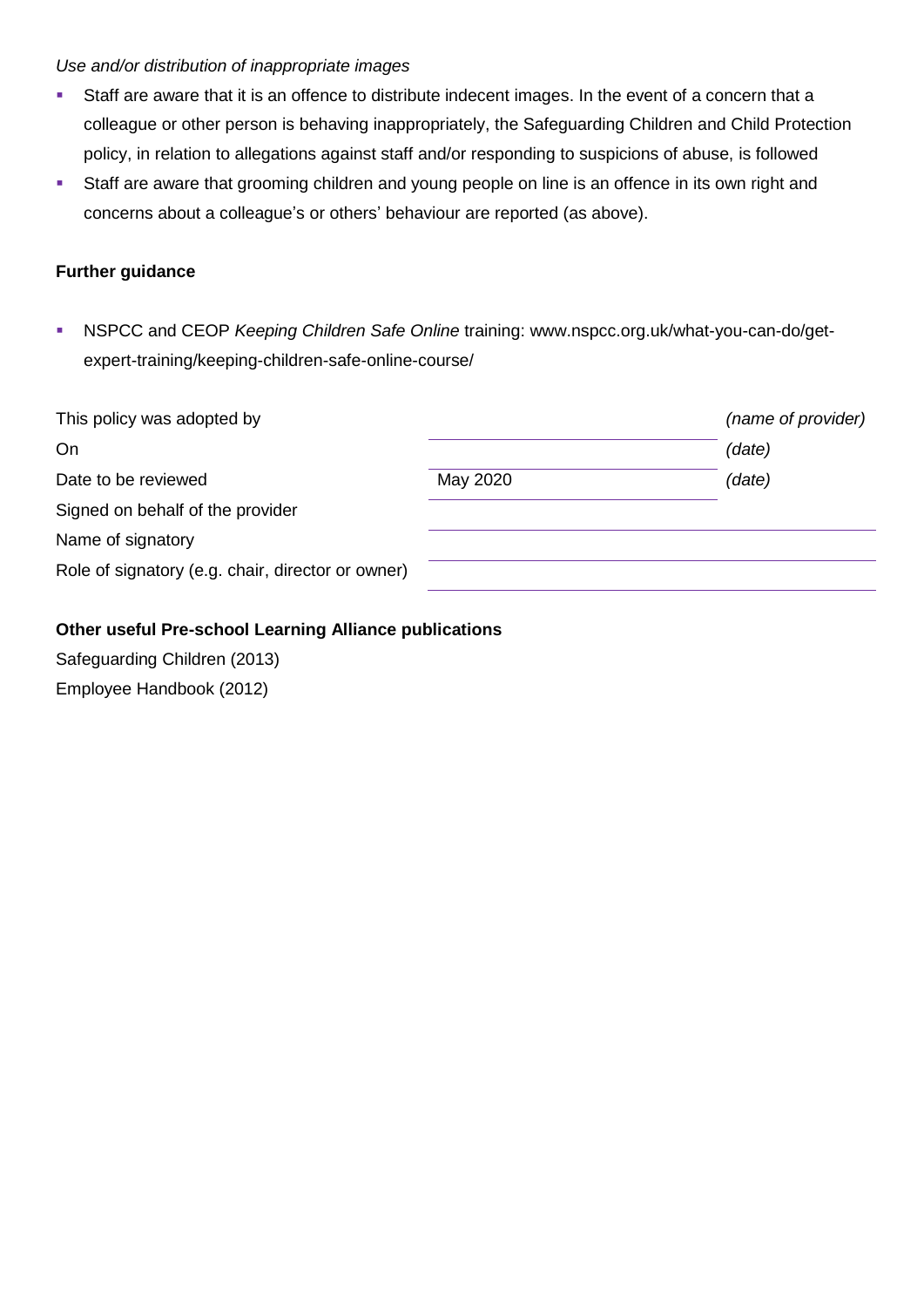*Use and/or distribution of inappropriate images*

- Staff are aware that it is an offence to distribute indecent images. In the event of a concern that a colleague or other person is behaving inappropriately, the Safeguarding Children and Child Protection policy, in relation to allegations against staff and/or responding to suspicions of abuse, is followed
- Staff are aware that grooming children and young people on line is an offence in its own right and concerns about a colleague's or others' behaviour are reported (as above).

**Further guidance**

- NSPCC and CEOP *Keeping Children Safe Online* training: www.nspcc.org.uk/what-you-can-do/get-expert-training/keeping-children-safe-online-course/

| | | |
|---|---|---|
| This policy was adopted by | | *(name of provider)* |
| On | | *(date)* |
| Date to be reviewed | May 2020 | *(date)* |
| Signed on behalf of the provider | | |
| Name of signatory | | |
| Role of signatory (e.g. chair, director or owner) | | |

**Other useful Pre-school Learning Alliance publications**

Safeguarding Children (2013)

Employee Handbook (2012)